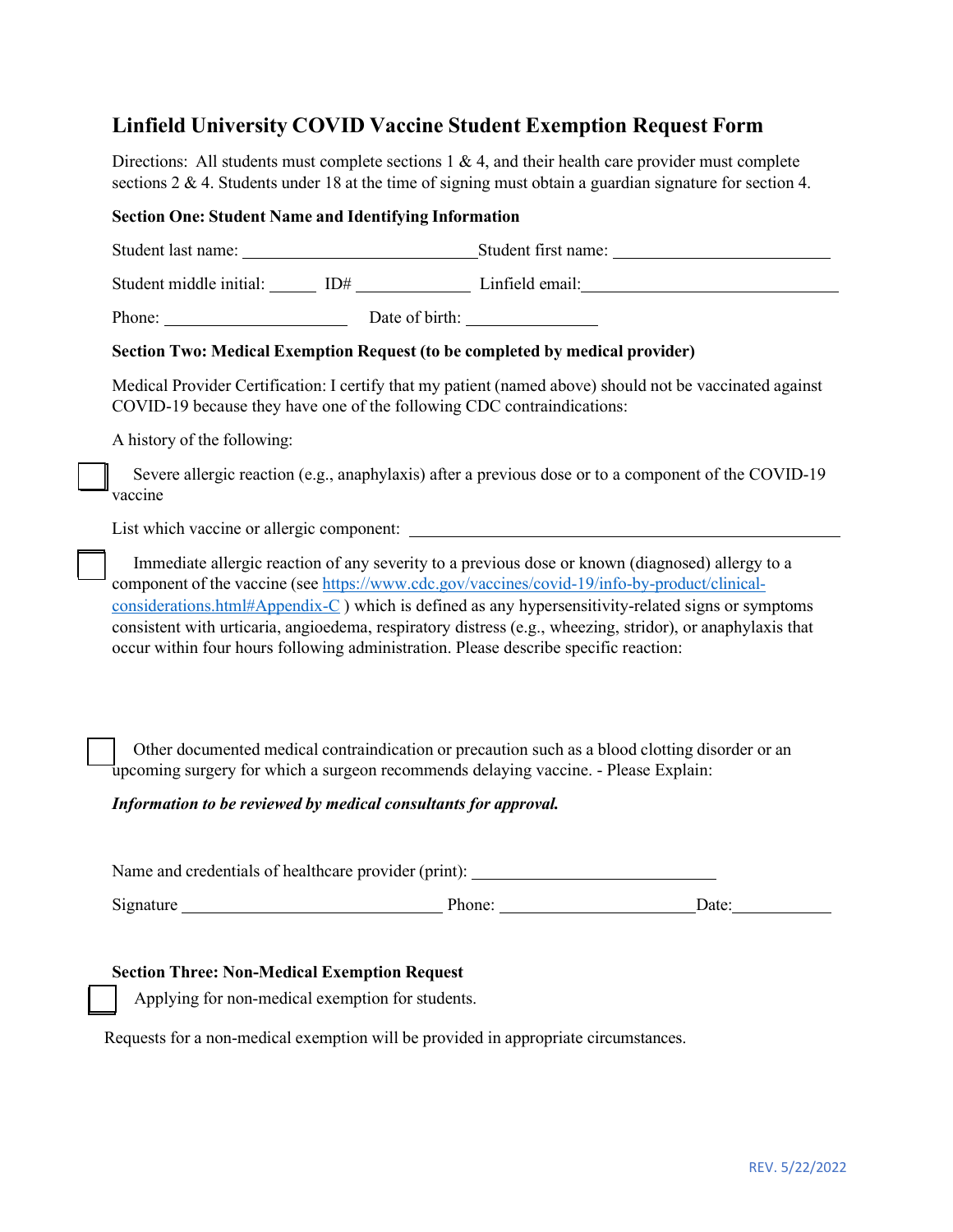# Linfield University COVID Vaccine Student Exemption Request Form

Directions: All students must complete sections 1 & 4, and their health care provider must complete sections 2 & 4. Students under 18 at the time of signing must obtain a guardian signature for section 4.

**Section One: Student Name and Identifying Information**

Student last name: ____________________________ Student first name: __________________________

Student middle initial: ______ ID# ______________ Linfield email: ______________________________

Phone: ______________________ Date of birth: ________________

**Section Two: Medical Exemption Request (to be completed by medical provider)**

Medical Provider Certification: I certify that my patient (named above) should not be vaccinated against COVID-19 because they have one of the following CDC contraindications:

A history of the following:

☐ Severe allergic reaction (e.g., anaphylaxis) after a previous dose or to a component of the COVID-19 vaccine

List which vaccine or allergic component: ______________________________________________________

☐ Immediate allergic reaction of any severity to a previous dose or known (diagnosed) allergy to a component of the vaccine (see [https://www.cdc.gov/vaccines/covid-19/info-by-product/clinical-considerations.html#Appendix-C](https://www.cdc.gov/vaccines/covid-19/info-by-product/clinical-considerations.html#Appendix-C) ) which is defined as any hypersensitivity-related signs or symptoms consistent with urticaria, angioedema, respiratory distress (e.g., wheezing, stridor), or anaphylaxis that occur within four hours following administration. Please describe specific reaction:

☐ Other documented medical contraindication or precaution such as a blood clotting disorder or an upcoming surgery for which a surgeon recommends delaying vaccine. - Please Explain:

***Information to be reviewed by medical consultants for approval.***

Name and credentials of healthcare provider (print): ______________________________

Signature ________________________________ Phone: ________________________ Date: ____________

**Section Three: Non-Medical Exemption Request**

☐ Applying for non-medical exemption for students.

Requests for a non-medical exemption will be provided in appropriate circumstances.

REV. 5/22/2022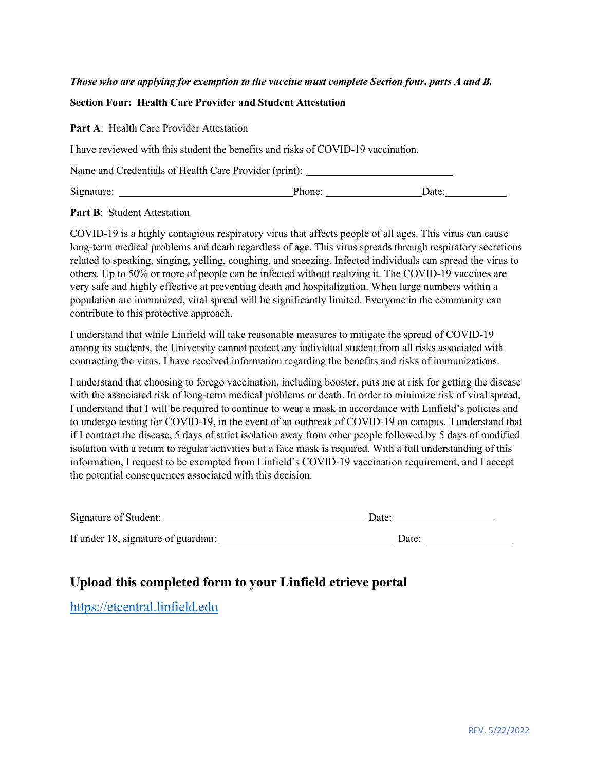***Those who are applying for exemption to the vaccine must complete Section four, parts A and B.***

**Section Four: Health Care Provider and Student Attestation**

**Part A**: Health Care Provider Attestation

I have reviewed with this student the benefits and risks of COVID-19 vaccination.

Name and Credentials of Health Care Provider (print): ____________________________

Signature: ________________________________ Phone: __________________ Date: ____________

**Part B**: Student Attestation

COVID-19 is a highly contagious respiratory virus that affects people of all ages. This virus can cause long-term medical problems and death regardless of age. This virus spreads through respiratory secretions related to speaking, singing, yelling, coughing, and sneezing. Infected individuals can spread the virus to others. Up to 50% or more of people can be infected without realizing it. The COVID-19 vaccines are very safe and highly effective at preventing death and hospitalization. When large numbers within a population are immunized, viral spread will be significantly limited. Everyone in the community can contribute to this protective approach.

I understand that while Linfield will take reasonable measures to mitigate the spread of COVID-19 among its students, the University cannot protect any individual student from all risks associated with contracting the virus. I have received information regarding the benefits and risks of immunizations.

I understand that choosing to forego vaccination, including booster, puts me at risk for getting the disease with the associated risk of long-term medical problems or death. In order to minimize risk of viral spread, I understand that I will be required to continue to wear a mask in accordance with Linfield's policies and to undergo testing for COVID-19, in the event of an outbreak of COVID-19 on campus. I understand that if I contract the disease, 5 days of strict isolation away from other people followed by 5 days of modified isolation with a return to regular activities but a face mask is required. With a full understanding of this information, I request to be exempted from Linfield's COVID-19 vaccination requirement, and I accept the potential consequences associated with this decision.

Signature of Student: ______________________________________ Date: ____________________

If under 18, signature of guardian: ________________________________ Date: __________________

## Upload this completed form to your Linfield etrieve portal

[https://etcentral.linfield.edu](https://etcentral.linfield.edu)

REV. 5/22/2022